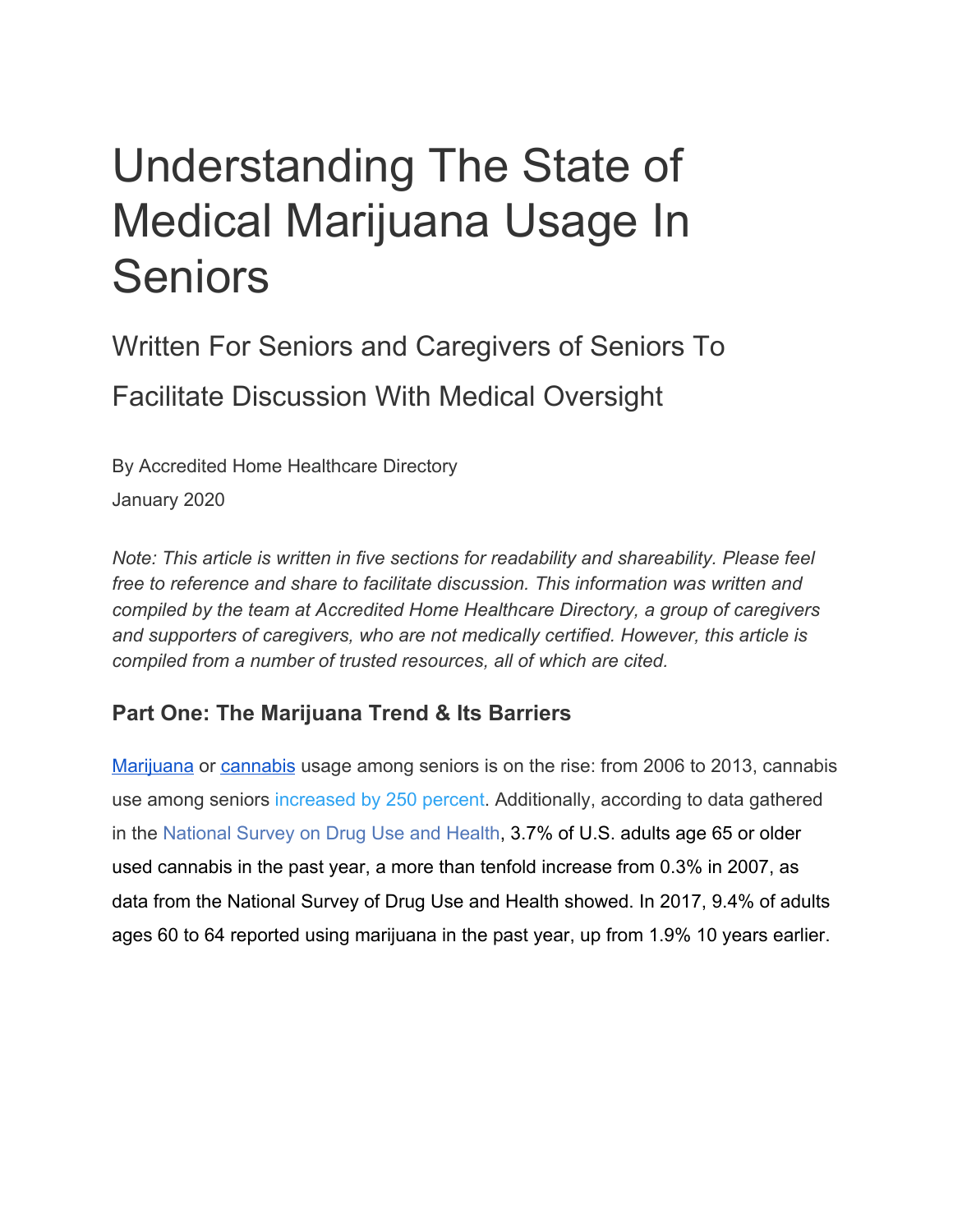# Understanding The State of Medical Marijuana Usage In Seniors

## Written For Seniors and Caregivers of Seniors To Facilitate Discussion With Medical Oversight

By Accredited Home Healthcare Directory

January 2020

*Note: This article is written in five sections for readability and shareability. Please feel free to reference and share to facilitate discussion. This information was written and compiled by the team at Accredited Home Healthcare Directory, a group of caregivers and supporters of caregivers, who are not medically certified. However, this article is compiled from a number of trusted resources, all of which are cited.*

### Part One: The Marijuana Trend & Its Barriers

Marijuana or cannabis usage among seniors is on the rise: from 2006 to 2013, cannabis use among seniors increased by 250 percent. Additionally, according to data gathered in the National Survey on Drug Use and Health, 3.7% of U.S. adults age 65 or older used cannabis in the past year, a more than tenfold increase from 0.3% in 2007, as data from the National Survey of Drug Use and Health showed. In 2017, 9.4% of adults ages 60 to 64 reported using marijuana in the past year, up from 1.9% 10 years earlier.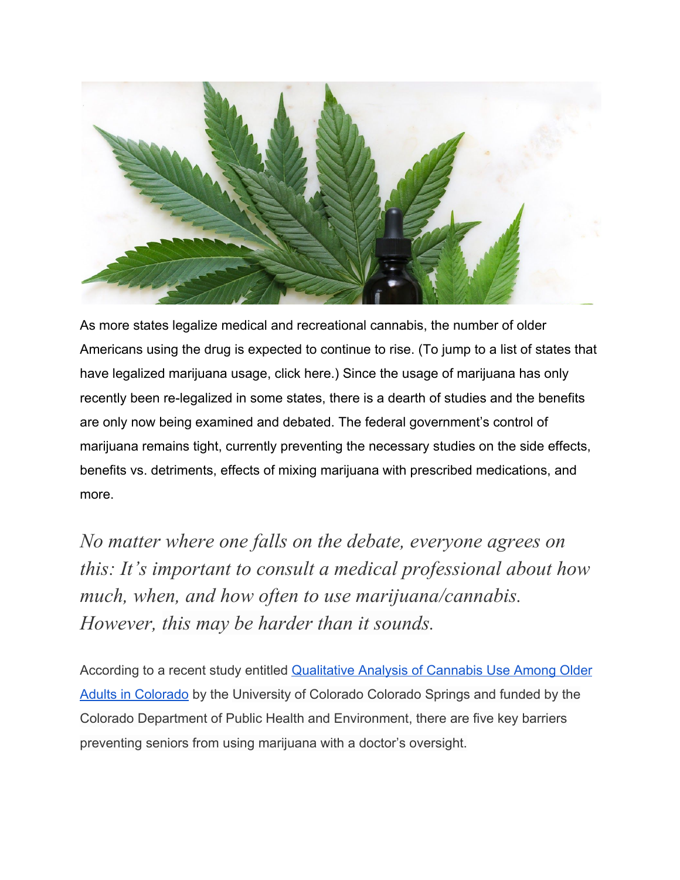As more states legalize medical and recreational cannabis, the number of older Americans using the drug is expected to continue to rise. (To jump to a list of states that have legalized marijuana usage, click here.) Since the usage of marijuana has only recently been re-legalized in some states, there is a dearth of studies and the benefits are only now being examined and debated. The federal government's control of marijuana remains tight, currently preventing the necessary studies on the side effects, benefits vs. detriments, effects of mixing marijuana with prescribed medications, and more.

*No matter where one falls on the debate, everyone agrees on this: It's important to consult a medical professional about how much, when, and how often to use marijuana/cannabis. However, this may be harder than it sounds.*

According to a recent study entitled [Qualitative Analysis of Cannabis Use Among Older Adults in Colorado] by the University of Colorado Colorado Springs and funded by the Colorado Department of Public Health and Environment, there are five key barriers preventing seniors from using marijuana with a doctor's oversight.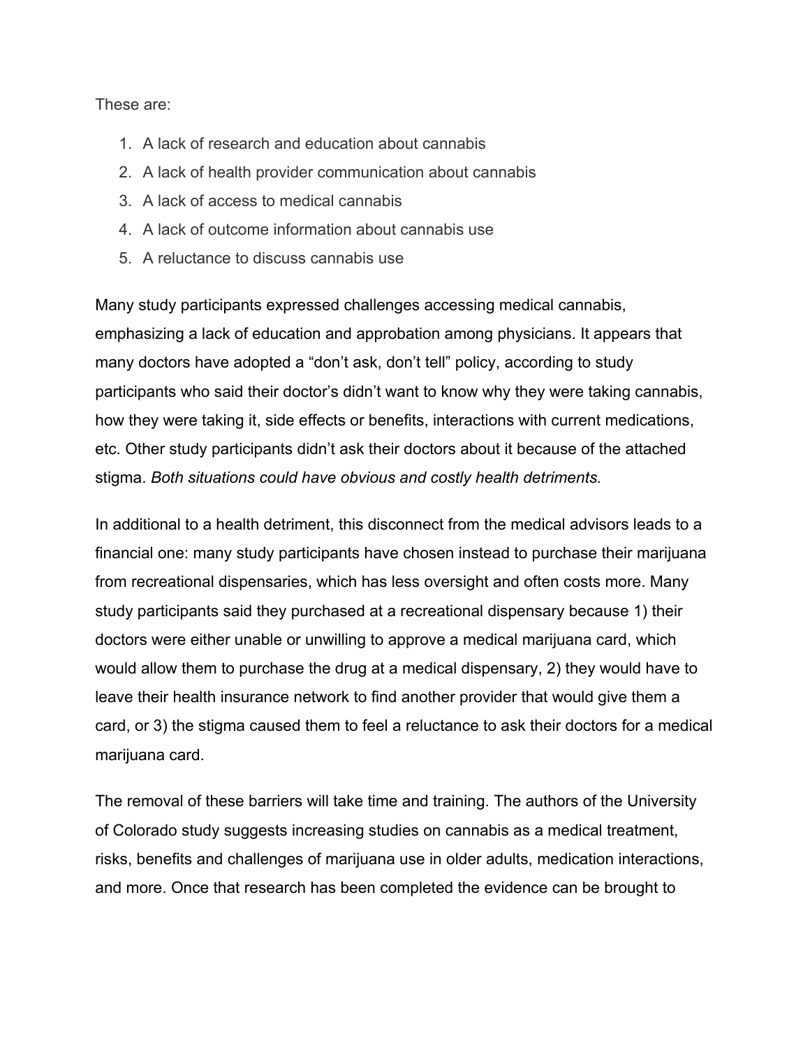These are:

1. A lack of research and education about cannabis
2. A lack of health provider communication about cannabis
3. A lack of access to medical cannabis
4. A lack of outcome information about cannabis use
5. A reluctance to discuss cannabis use

Many study participants expressed challenges accessing medical cannabis, emphasizing a lack of education and approbation among physicians. It appears that many doctors have adopted a “don’t ask, don’t tell” policy, according to study participants who said their doctor’s didn’t want to know why they were taking cannabis, how they were taking it, side effects or benefits, interactions with current medications, etc. Other study participants didn’t ask their doctors about it because of the attached stigma. *Both situations could have obvious and costly health detriments.*

In additional to a health detriment, this disconnect from the medical advisors leads to a financial one: many study participants have chosen instead to purchase their marijuana from recreational dispensaries, which has less oversight and often costs more. Many study participants said they purchased at a recreational dispensary because 1) their doctors were either unable or unwilling to approve a medical marijuana card, which would allow them to purchase the drug at a medical dispensary, 2) they would have to leave their health insurance network to find another provider that would give them a card, or 3) the stigma caused them to feel a reluctance to ask their doctors for a medical marijuana card.

The removal of these barriers will take time and training. The authors of the University of Colorado study suggests increasing studies on cannabis as a medical treatment, risks, benefits and challenges of marijuana use in older adults, medication interactions, and more. Once that research has been completed the evidence can be brought to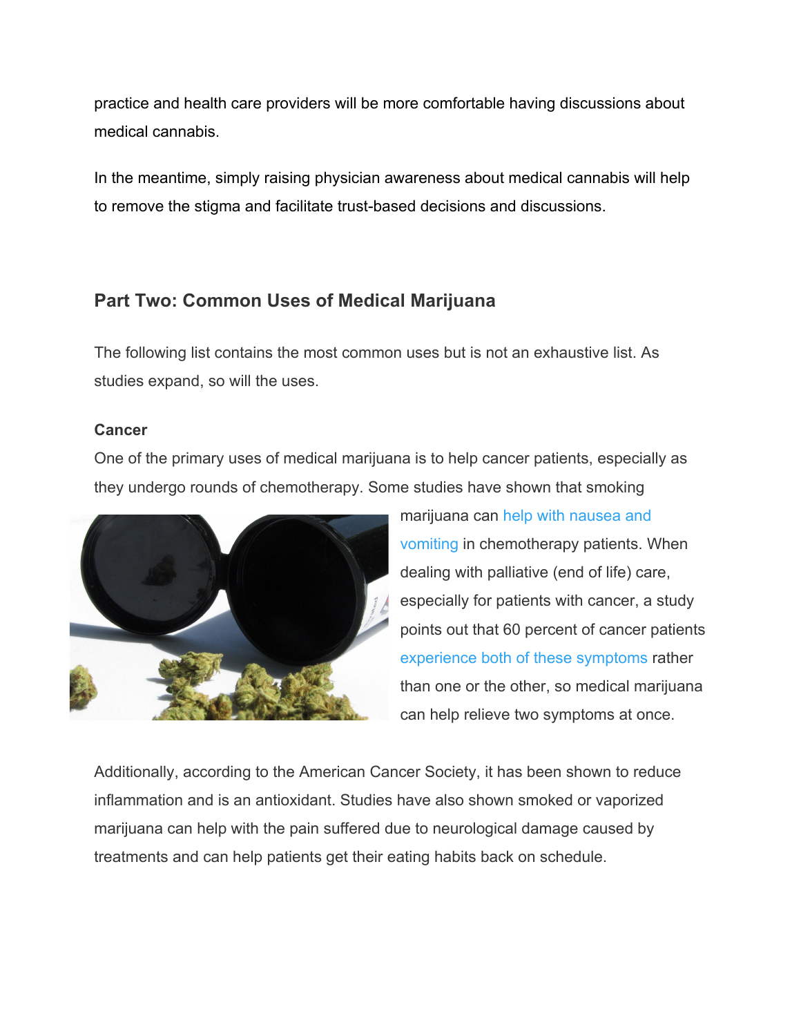practice and health care providers will be more comfortable having discussions about medical cannabis.

In the meantime, simply raising physician awareness about medical cannabis will help to remove the stigma and facilitate trust-based decisions and discussions.

## Part Two: Common Uses of Medical Marijuana

The following list contains the most common uses but is not an exhaustive list. As studies expand, so will the uses.

### Cancer

One of the primary uses of medical marijuana is to help cancer patients, especially as they undergo rounds of chemotherapy. Some studies have shown that smoking marijuana can help with nausea and vomiting in chemotherapy patients. When dealing with palliative (end of life) care, especially for patients with cancer, a study points out that 60 percent of cancer patients experience both of these symptoms rather than one or the other, so medical marijuana can help relieve two symptoms at once.

Additionally, according to the American Cancer Society, it has been shown to reduce inflammation and is an antioxidant. Studies have also shown smoked or vaporized marijuana can help with the pain suffered due to neurological damage caused by treatments and can help patients get their eating habits back on schedule.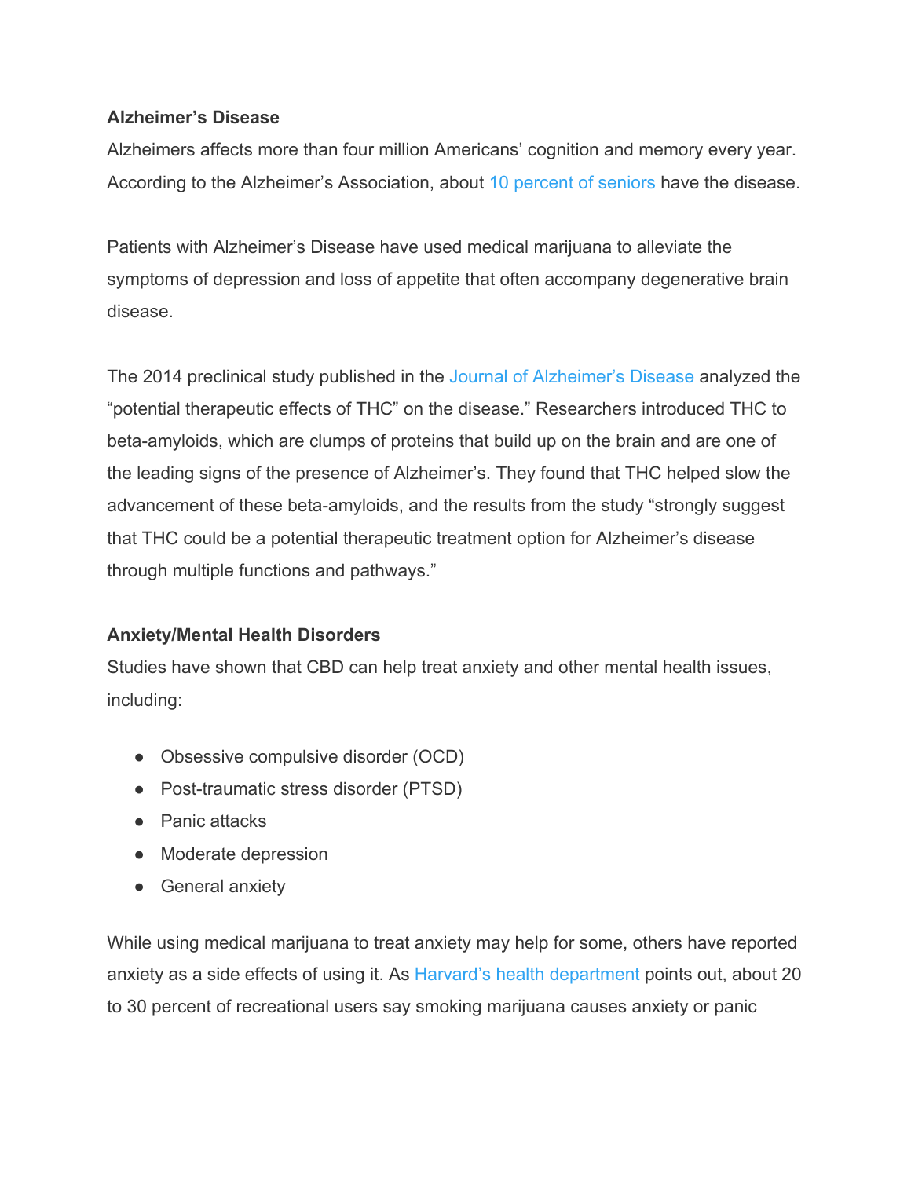**Alzheimer's Disease**

Alzheimers affects more than four million Americans' cognition and memory every year. According to the Alzheimer's Association, about 10 percent of seniors have the disease.

Patients with Alzheimer's Disease have used medical marijuana to alleviate the symptoms of depression and loss of appetite that often accompany degenerative brain disease.

The 2014 preclinical study published in the Journal of Alzheimer's Disease analyzed the "potential therapeutic effects of THC" on the disease." Researchers introduced THC to beta-amyloids, which are clumps of proteins that build up on the brain and are one of the leading signs of the presence of Alzheimer's. They found that THC helped slow the advancement of these beta-amyloids, and the results from the study "strongly suggest that THC could be a potential therapeutic treatment option for Alzheimer's disease through multiple functions and pathways."

**Anxiety/Mental Health Disorders**

Studies have shown that CBD can help treat anxiety and other mental health issues, including:

- Obsessive compulsive disorder (OCD)
- Post-traumatic stress disorder (PTSD)
- Panic attacks
- Moderate depression
- General anxiety

While using medical marijuana to treat anxiety may help for some, others have reported anxiety as a side effects of using it. As Harvard's health department points out, about 20 to 30 percent of recreational users say smoking marijuana causes anxiety or panic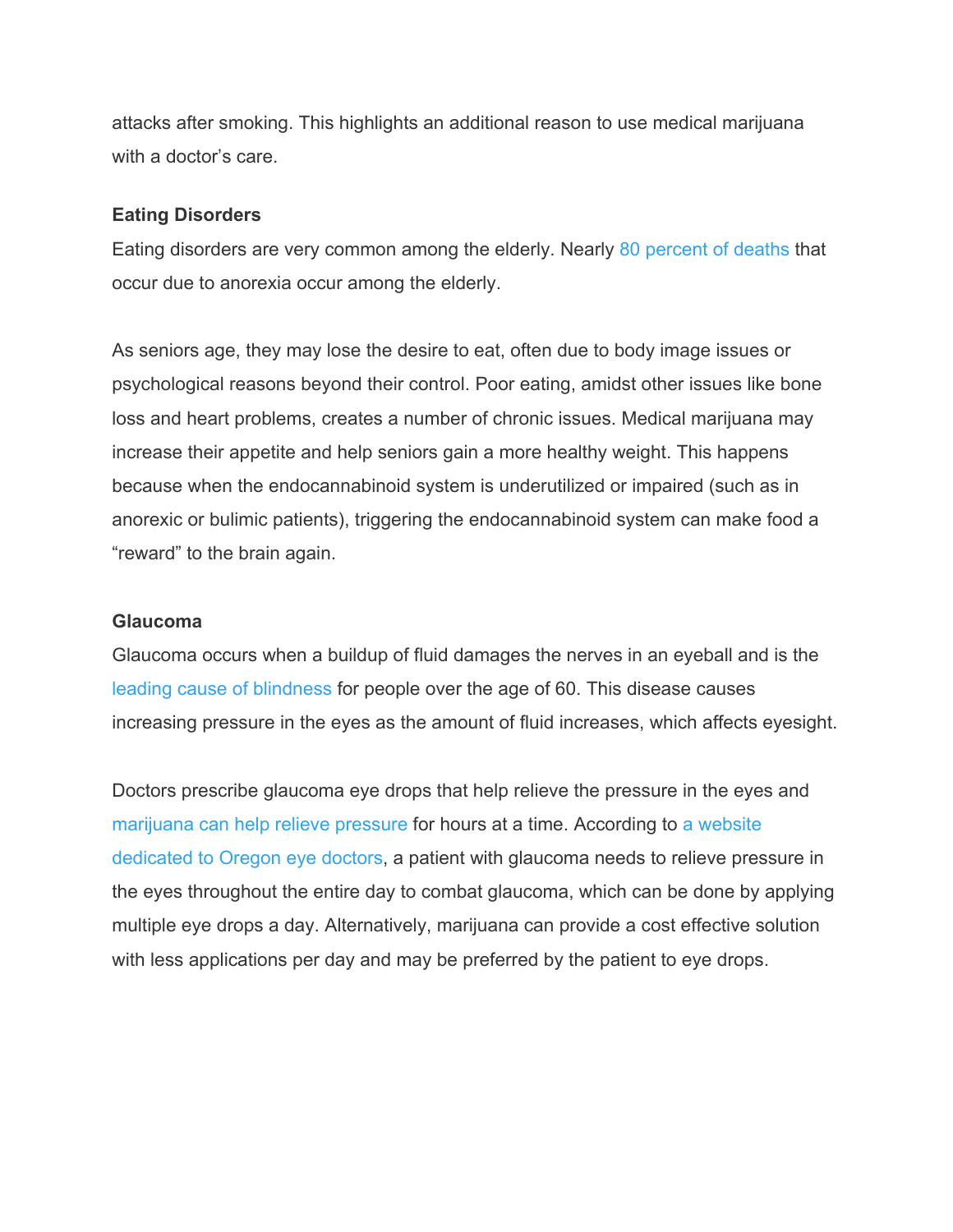attacks after smoking. This highlights an additional reason to use medical marijuana with a doctor's care.

**Eating Disorders**

Eating disorders are very common among the elderly. Nearly 80 percent of deaths that occur due to anorexia occur among the elderly.

As seniors age, they may lose the desire to eat, often due to body image issues or psychological reasons beyond their control. Poor eating, amidst other issues like bone loss and heart problems, creates a number of chronic issues. Medical marijuana may increase their appetite and help seniors gain a more healthy weight. This happens because when the endocannabinoid system is underutilized or impaired (such as in anorexic or bulimic patients), triggering the endocannabinoid system can make food a "reward" to the brain again.

**Glaucoma**

Glaucoma occurs when a buildup of fluid damages the nerves in an eyeball and is the leading cause of blindness for people over the age of 60. This disease causes increasing pressure in the eyes as the amount of fluid increases, which affects eyesight.

Doctors prescribe glaucoma eye drops that help relieve the pressure in the eyes and marijuana can help relieve pressure for hours at a time. According to a website dedicated to Oregon eye doctors, a patient with glaucoma needs to relieve pressure in the eyes throughout the entire day to combat glaucoma, which can be done by applying multiple eye drops a day. Alternatively, marijuana can provide a cost effective solution with less applications per day and may be preferred by the patient to eye drops.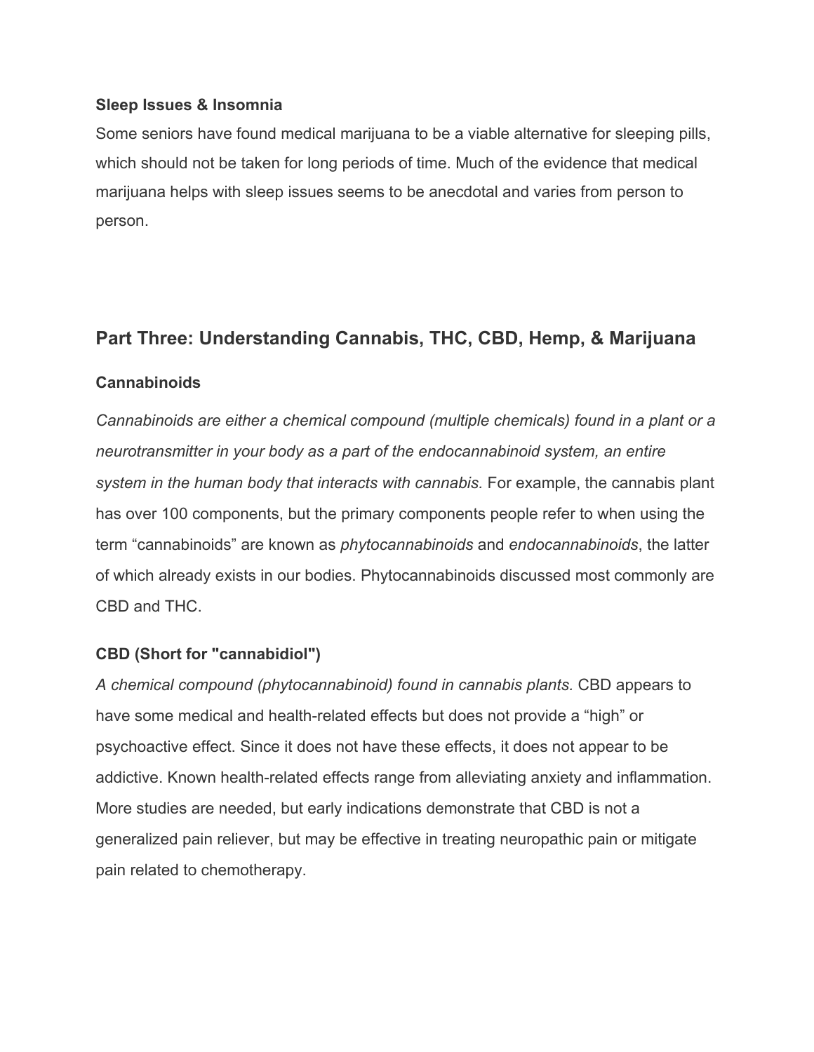**Sleep Issues & Insomnia**

Some seniors have found medical marijuana to be a viable alternative for sleeping pills, which should not be taken for long periods of time. Much of the evidence that medical marijuana helps with sleep issues seems to be anecdotal and varies from person to person.

## Part Three: Understanding Cannabis, THC, CBD, Hemp, & Marijuana

**Cannabinoids**

*Cannabinoids are either a chemical compound (multiple chemicals) found in a plant or a neurotransmitter in your body as a part of the endocannabinoid system, an entire system in the human body that interacts with cannabis.* For example, the cannabis plant has over 100 components, but the primary components people refer to when using the term "cannabinoids" are known as *phytocannabinoids* and *endocannabinoids*, the latter of which already exists in our bodies. Phytocannabinoids discussed most commonly are CBD and THC.

**CBD (Short for "cannabidiol")**

*A chemical compound (phytocannabinoid) found in cannabis plants.* CBD appears to have some medical and health-related effects but does not provide a "high" or psychoactive effect. Since it does not have these effects, it does not appear to be addictive. Known health-related effects range from alleviating anxiety and inflammation. More studies are needed, but early indications demonstrate that CBD is not a generalized pain reliever, but may be effective in treating neuropathic pain or mitigate pain related to chemotherapy.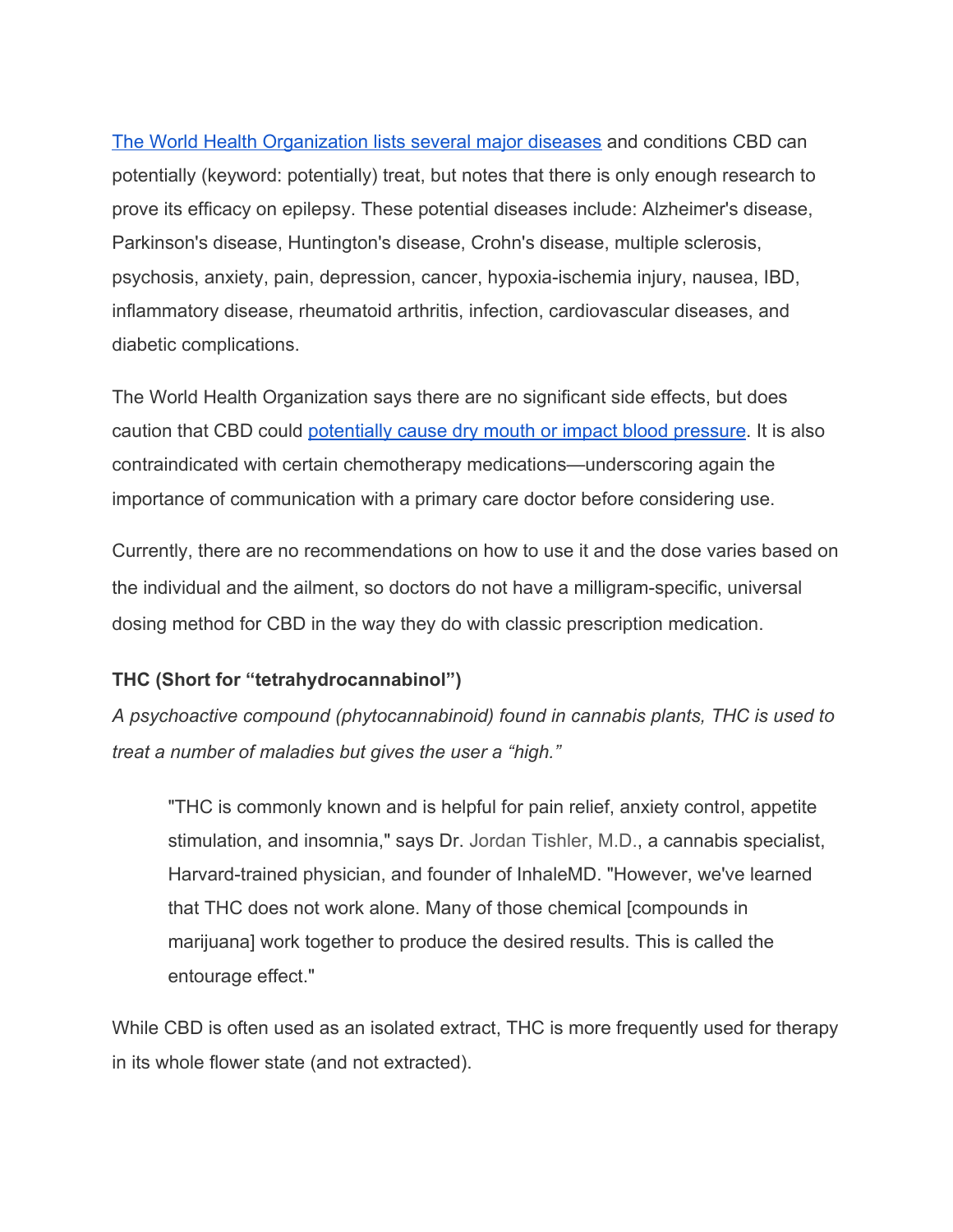[The World Health Organization lists several major diseases] and conditions CBD can potentially (keyword: potentially) treat, but notes that there is only enough research to prove its efficacy on epilepsy. These potential diseases include: Alzheimer's disease, Parkinson's disease, Huntington's disease, Crohn's disease, multiple sclerosis, psychosis, anxiety, pain, depression, cancer, hypoxia-ischemia injury, nausea, IBD, inflammatory disease, rheumatoid arthritis, infection, cardiovascular diseases, and diabetic complications.

The World Health Organization says there are no significant side effects, but does caution that CBD could [potentially cause dry mouth or impact blood pressure]. It is also contraindicated with certain chemotherapy medications—underscoring again the importance of communication with a primary care doctor before considering use.

Currently, there are no recommendations on how to use it and the dose varies based on the individual and the ailment, so doctors do not have a milligram-specific, universal dosing method for CBD in the way they do with classic prescription medication.

**THC (Short for "tetrahydrocannabinol")**

*A psychoactive compound (phytocannabinoid) found in cannabis plants, THC is used to treat a number of maladies but gives the user a "high."*

> "THC is commonly known and is helpful for pain relief, anxiety control, appetite stimulation, and insomnia," says Dr. Jordan Tishler, M.D., a cannabis specialist, Harvard-trained physician, and founder of InhaleMD. "However, we've learned that THC does not work alone. Many of those chemical [compounds in marijuana] work together to produce the desired results. This is called the entourage effect."

While CBD is often used as an isolated extract, THC is more frequently used for therapy in its whole flower state (and not extracted).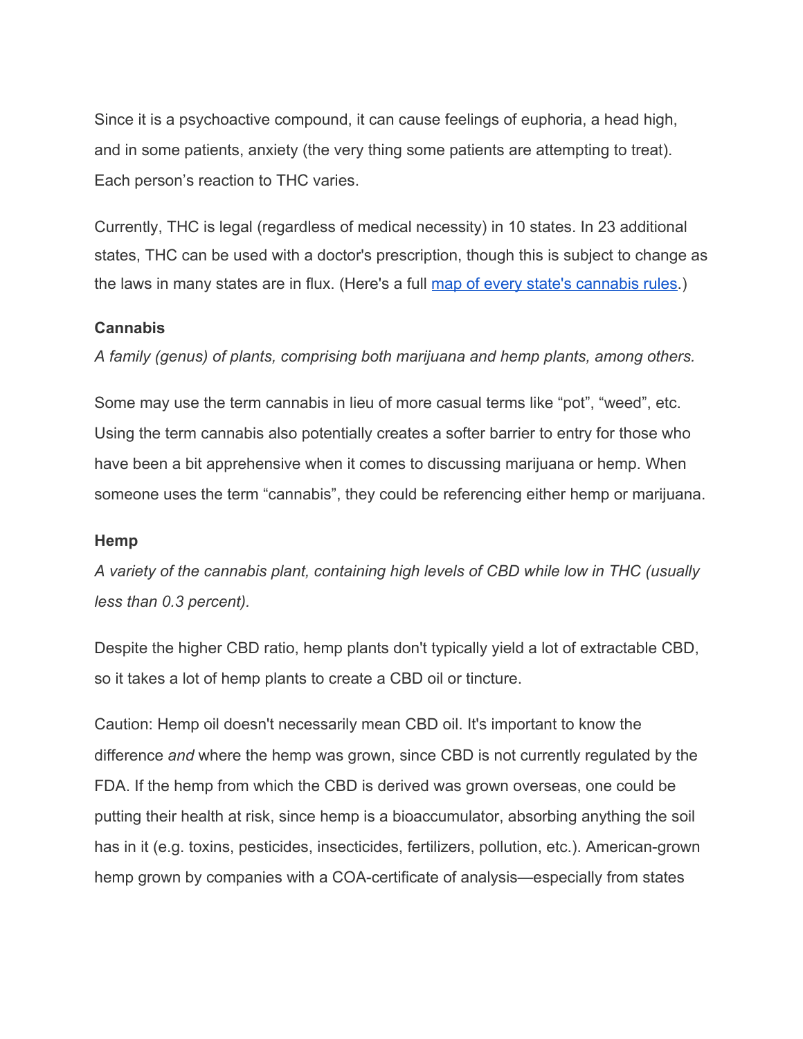Since it is a psychoactive compound, it can cause feelings of euphoria, a head high, and in some patients, anxiety (the very thing some patients are attempting to treat). Each person's reaction to THC varies.

Currently, THC is legal (regardless of medical necessity) in 10 states. In 23 additional states, THC can be used with a doctor's prescription, though this is subject to change as the laws in many states are in flux. (Here's a full [map of every state's cannabis rules](#).)

**Cannabis**

*A family (genus) of plants, comprising both marijuana and hemp plants, among others.*

Some may use the term cannabis in lieu of more casual terms like "pot", "weed", etc. Using the term cannabis also potentially creates a softer barrier to entry for those who have been a bit apprehensive when it comes to discussing marijuana or hemp. When someone uses the term "cannabis", they could be referencing either hemp or marijuana.

**Hemp**

*A variety of the cannabis plant, containing high levels of CBD while low in THC (usually less than 0.3 percent).*

Despite the higher CBD ratio, hemp plants don't typically yield a lot of extractable CBD, so it takes a lot of hemp plants to create a CBD oil or tincture.

Caution: Hemp oil doesn't necessarily mean CBD oil. It's important to know the difference *and* where the hemp was grown, since CBD is not currently regulated by the FDA. If the hemp from which the CBD is derived was grown overseas, one could be putting their health at risk, since hemp is a bioaccumulator, absorbing anything the soil has in it (e.g. toxins, pesticides, insecticides, fertilizers, pollution, etc.). American-grown hemp grown by companies with a COA-certificate of analysis—especially from states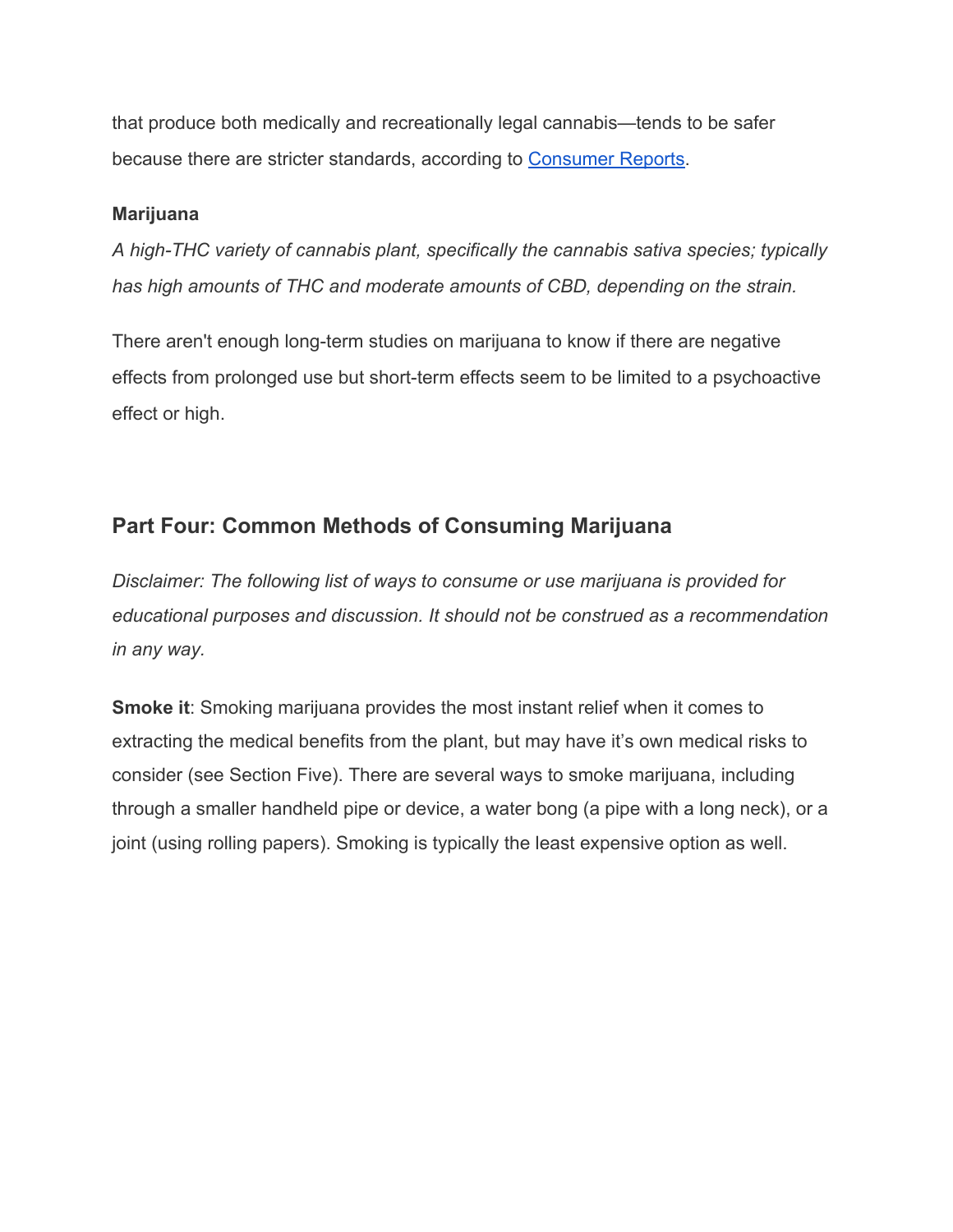that produce both medically and recreationally legal cannabis—tends to be safer because there are stricter standards, according to [Consumer Reports](Consumer Reports).

**Marijuana**

*A high-THC variety of cannabis plant, specifically the cannabis sativa species; typically has high amounts of THC and moderate amounts of CBD, depending on the strain.*

There aren't enough long-term studies on marijuana to know if there are negative effects from prolonged use but short-term effects seem to be limited to a psychoactive effect or high.

## Part Four: Common Methods of Consuming Marijuana

*Disclaimer: The following list of ways to consume or use marijuana is provided for educational purposes and discussion. It should not be construed as a recommendation in any way.*

**Smoke it**: Smoking marijuana provides the most instant relief when it comes to extracting the medical benefits from the plant, but may have it's own medical risks to consider (see Section Five). There are several ways to smoke marijuana, including through a smaller handheld pipe or device, a water bong (a pipe with a long neck), or a joint (using rolling papers). Smoking is typically the least expensive option as well.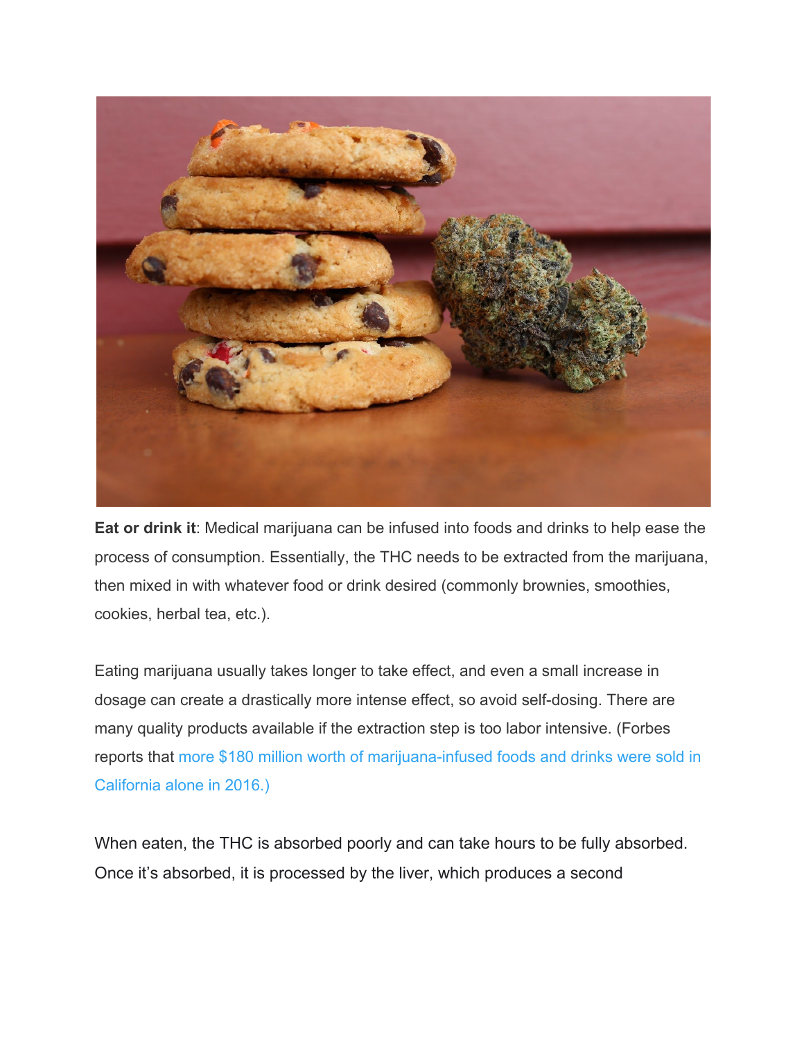**Eat or drink it**: Medical marijuana can be infused into foods and drinks to help ease the process of consumption. Essentially, the THC needs to be extracted from the marijuana, then mixed in with whatever food or drink desired (commonly brownies, smoothies, cookies, herbal tea, etc.).

Eating marijuana usually takes longer to take effect, and even a small increase in dosage can create a drastically more intense effect, so avoid self-dosing. There are many quality products available if the extraction step is too labor intensive. (Forbes reports that more $180 million worth of marijuana-infused foods and drinks were sold in California alone in 2016.)

When eaten, the THC is absorbed poorly and can take hours to be fully absorbed. Once it's absorbed, it is processed by the liver, which produces a second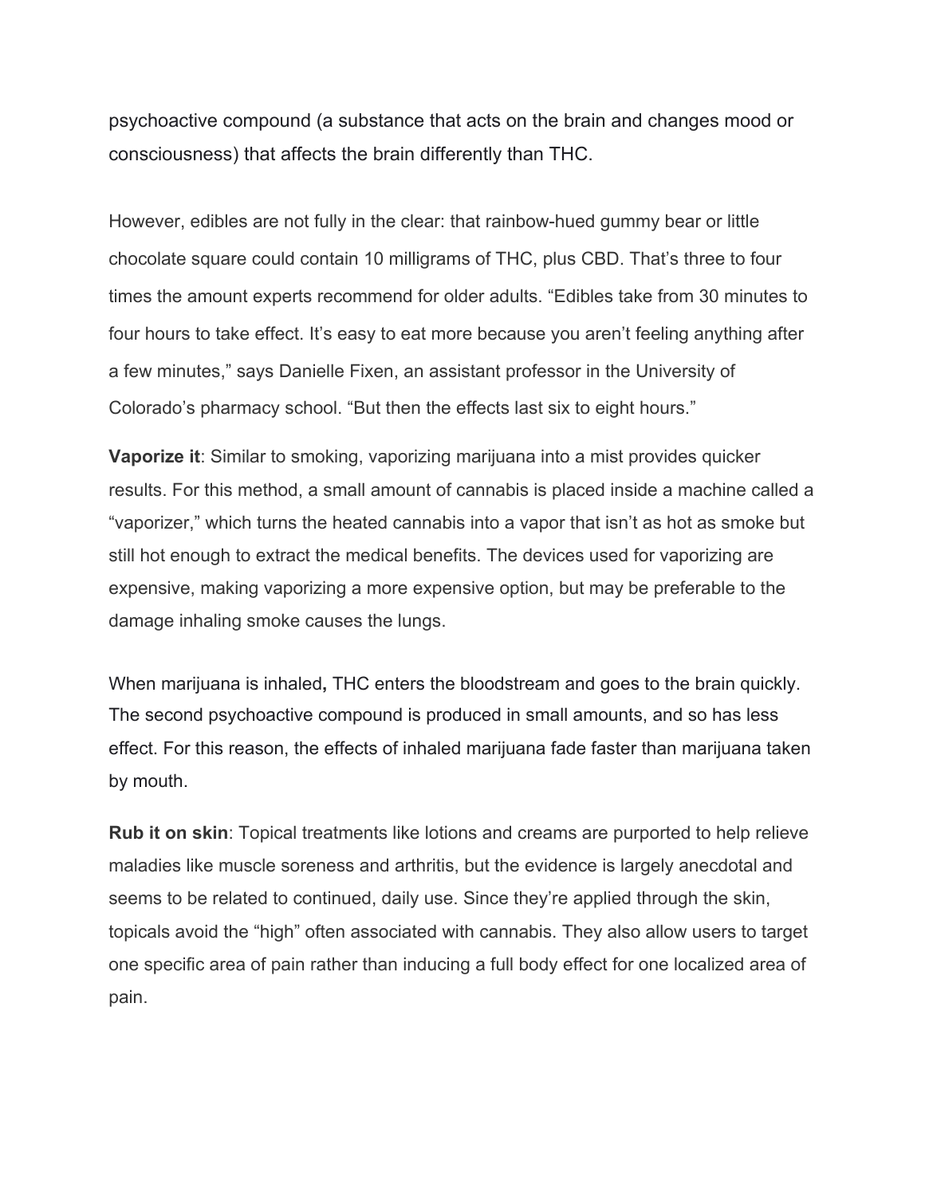psychoactive compound (a substance that acts on the brain and changes mood or consciousness) that affects the brain differently than THC.

However, edibles are not fully in the clear: that rainbow-hued gummy bear or little chocolate square could contain 10 milligrams of THC, plus CBD. That's three to four times the amount experts recommend for older adults. "Edibles take from 30 minutes to four hours to take effect. It's easy to eat more because you aren't feeling anything after a few minutes," says Danielle Fixen, an assistant professor in the University of Colorado's pharmacy school. "But then the effects last six to eight hours."

**Vaporize it**: Similar to smoking, vaporizing marijuana into a mist provides quicker results. For this method, a small amount of cannabis is placed inside a machine called a "vaporizer," which turns the heated cannabis into a vapor that isn't as hot as smoke but still hot enough to extract the medical benefits. The devices used for vaporizing are expensive, making vaporizing a more expensive option, but may be preferable to the damage inhaling smoke causes the lungs.

When marijuana is inhaled**,** THC enters the bloodstream and goes to the brain quickly. The second psychoactive compound is produced in small amounts, and so has less effect. For this reason, the effects of inhaled marijuana fade faster than marijuana taken by mouth.

**Rub it on skin**: Topical treatments like lotions and creams are purported to help relieve maladies like muscle soreness and arthritis, but the evidence is largely anecdotal and seems to be related to continued, daily use. Since they're applied through the skin, topicals avoid the "high" often associated with cannabis. They also allow users to target one specific area of pain rather than inducing a full body effect for one localized area of pain.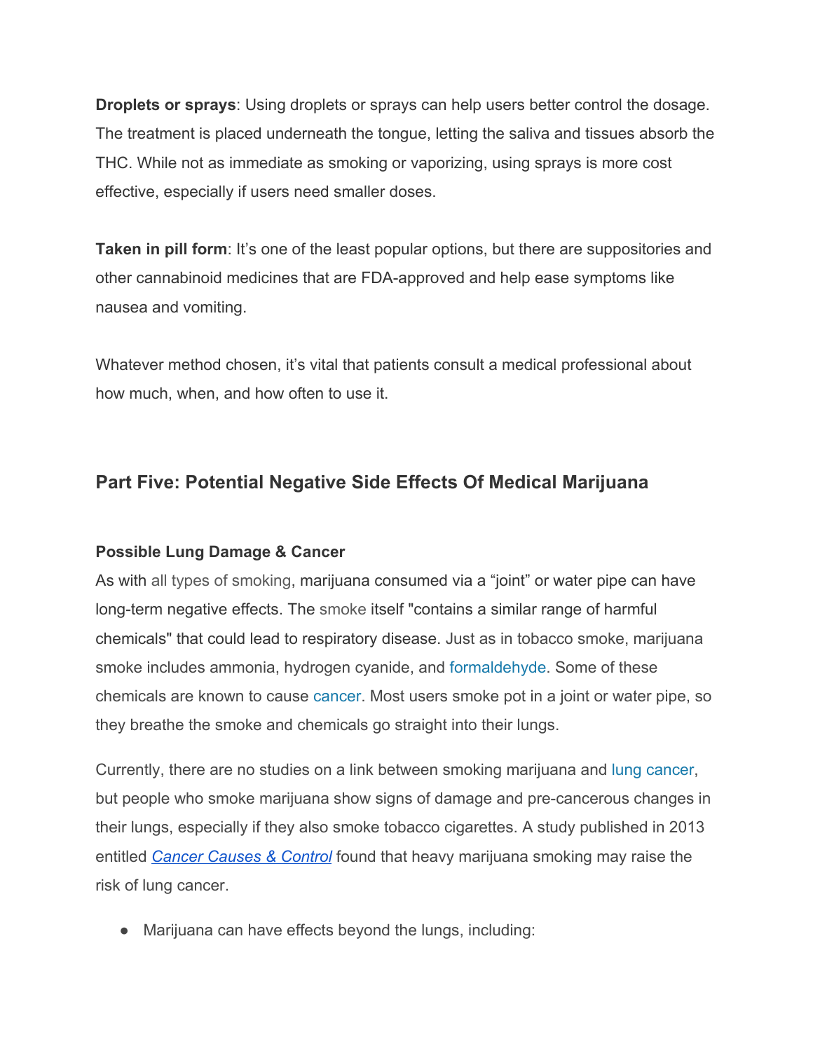**Droplets or sprays**: Using droplets or sprays can help users better control the dosage. The treatment is placed underneath the tongue, letting the saliva and tissues absorb the THC. While not as immediate as smoking or vaporizing, using sprays is more cost effective, especially if users need smaller doses.

**Taken in pill form**: It's one of the least popular options, but there are suppositories and other cannabinoid medicines that are FDA-approved and help ease symptoms like nausea and vomiting.

Whatever method chosen, it's vital that patients consult a medical professional about how much, when, and how often to use it.

## Part Five: Potential Negative Side Effects Of Medical Marijuana

### Possible Lung Damage & Cancer

As with all types of smoking, marijuana consumed via a "joint" or water pipe can have long-term negative effects. The smoke itself "contains a similar range of harmful chemicals" that could lead to respiratory disease. Just as in tobacco smoke, marijuana smoke includes ammonia, hydrogen cyanide, and formaldehyde. Some of these chemicals are known to cause cancer. Most users smoke pot in a joint or water pipe, so they breathe the smoke and chemicals go straight into their lungs.

Currently, there are no studies on a link between smoking marijuana and lung cancer, but people who smoke marijuana show signs of damage and pre-cancerous changes in their lungs, especially if they also smoke tobacco cigarettes. A study published in 2013 entitled *Cancer Causes & Control* found that heavy marijuana smoking may raise the risk of lung cancer.

- Marijuana can have effects beyond the lungs, including: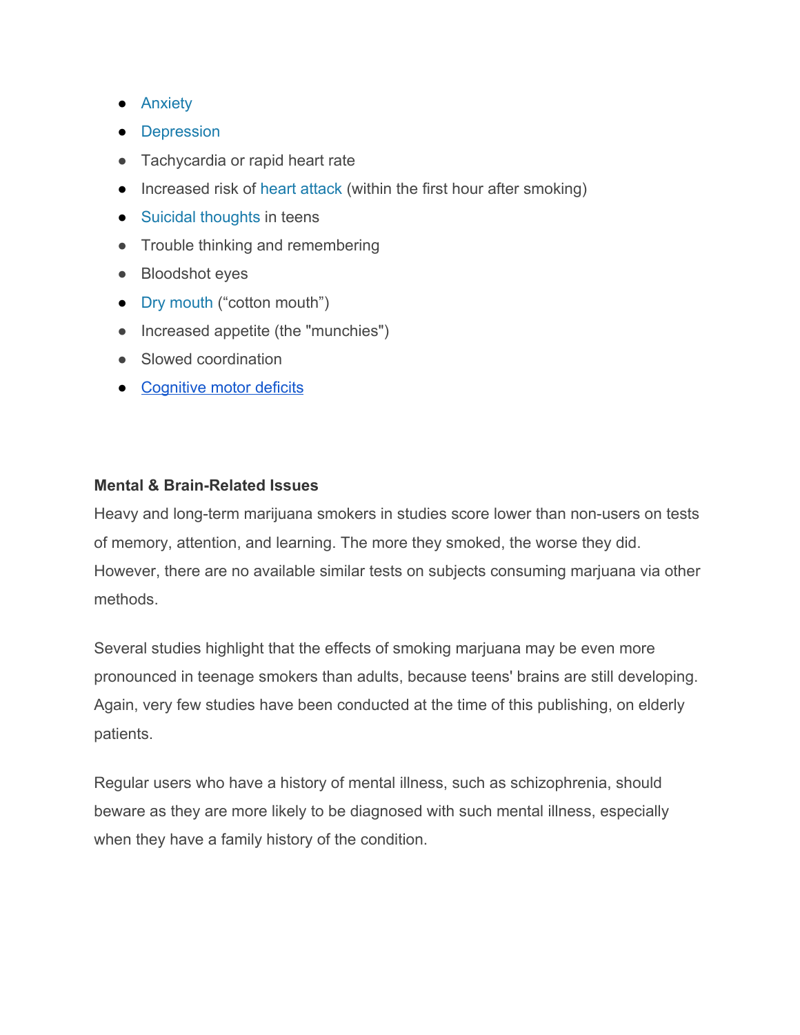- Anxiety
- Depression
- Tachycardia or rapid heart rate
- Increased risk of heart attack (within the first hour after smoking)
- Suicidal thoughts in teens
- Trouble thinking and remembering
- Bloodshot eyes
- Dry mouth (“cotton mouth”)
- Increased appetite (the "munchies")
- Slowed coordination
- Cognitive motor deficits

**Mental & Brain-Related Issues**

Heavy and long-term marijuana smokers in studies score lower than non-users on tests of memory, attention, and learning. The more they smoked, the worse they did. However, there are no available similar tests on subjects consuming marjuana via other methods.

Several studies highlight that the effects of smoking marjuana may be even more pronounced in teenage smokers than adults, because teens' brains are still developing. Again, very few studies have been conducted at the time of this publishing, on elderly patients.

Regular users who have a history of mental illness, such as schizophrenia, should beware as they are more likely to be diagnosed with such mental illness, especially when they have a family history of the condition.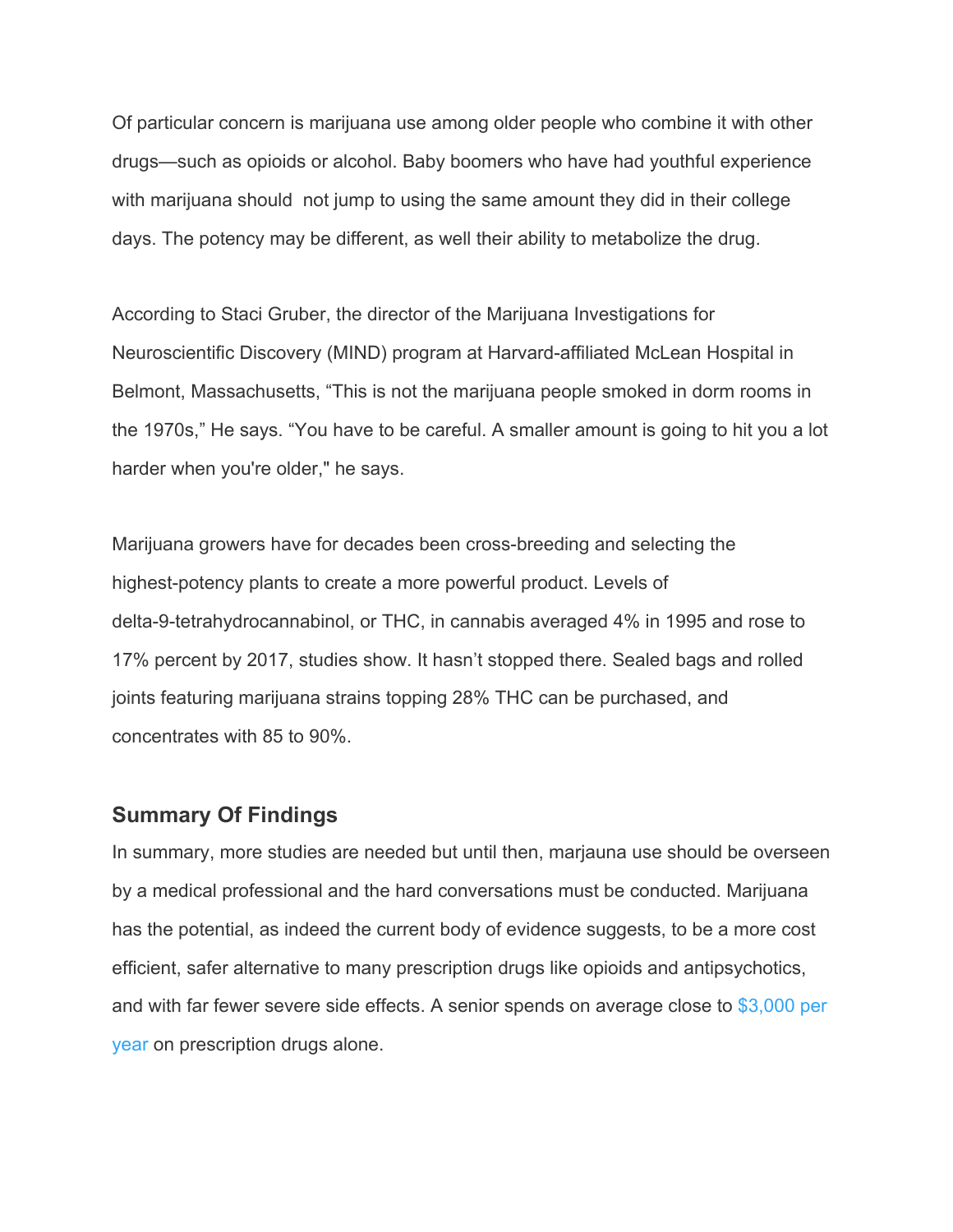Of particular concern is marijuana use among older people who combine it with other drugs—such as opioids or alcohol. Baby boomers who have had youthful experience with marijuana should  not jump to using the same amount they did in their college days. The potency may be different, as well their ability to metabolize the drug.

According to Staci Gruber, the director of the Marijuana Investigations for Neuroscientific Discovery (MIND) program at Harvard-affiliated McLean Hospital in Belmont, Massachusetts, “This is not the marijuana people smoked in dorm rooms in the 1970s,” He says. “You have to be careful. A smaller amount is going to hit you a lot harder when you're older," he says.

Marijuana growers have for decades been cross-breeding and selecting the highest-potency plants to create a more powerful product. Levels of delta-9-tetrahydrocannabinol, or THC, in cannabis averaged 4% in 1995 and rose to 17% percent by 2017, studies show. It hasn’t stopped there. Sealed bags and rolled joints featuring marijuana strains topping 28% THC can be purchased, and concentrates with 85 to 90%.

### Summary Of Findings

In summary, more studies are needed but until then, marjauna use should be overseen by a medical professional and the hard conversations must be conducted. Marijuana has the potential, as indeed the current body of evidence suggests, to be a more cost efficient, safer alternative to many prescription drugs like opioids and antipsychotics, and with far fewer severe side effects. A senior spends on average close to $3,000 per year on prescription drugs alone.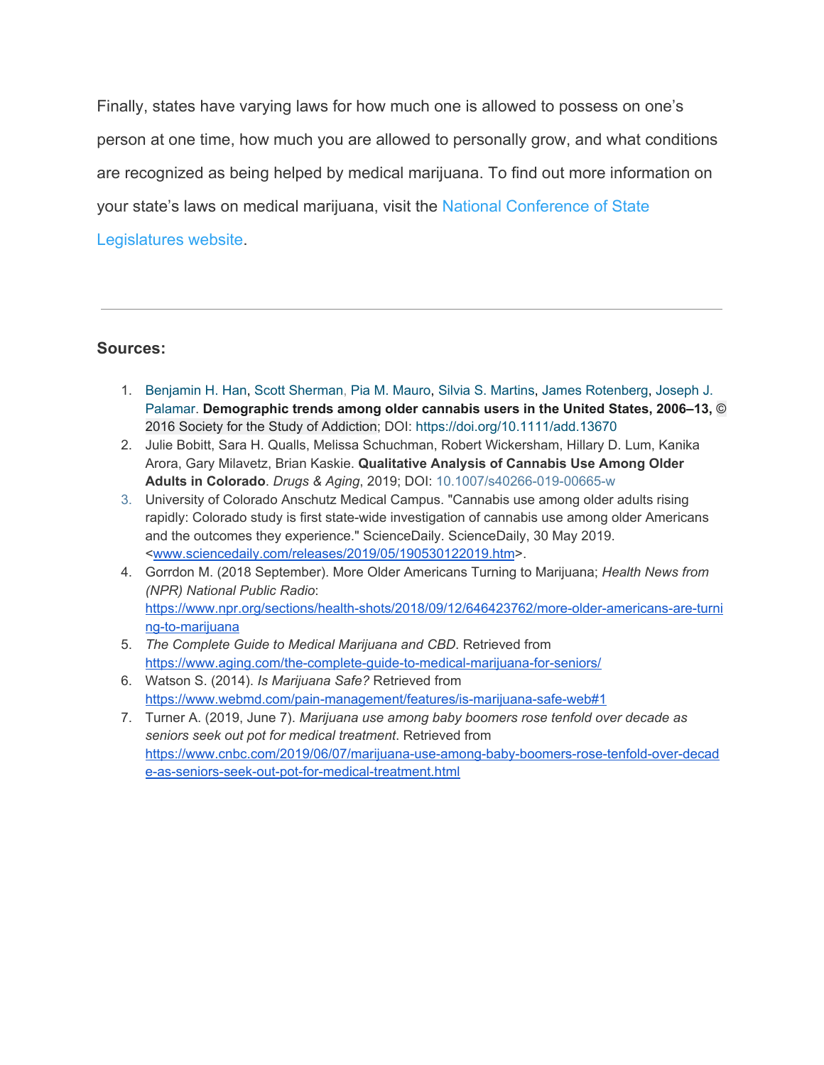Finally, states have varying laws for how much one is allowed to possess on one's person at one time, how much you are allowed to personally grow, and what conditions are recognized as being helped by medical marijuana. To find out more information on your state's laws on medical marijuana, visit the National Conference of State Legislatures website.

---

**Sources:**

1. Benjamin H. Han, Scott Sherman, Pia M. Mauro, Silvia S. Martins, James Rotenberg, Joseph J. Palamar. **Demographic trends among older cannabis users in the United States, 2006–13,** © 2016 Society for the Study of Addiction; DOI: https://doi.org/10.1111/add.13670
2. Julie Bobitt, Sara H. Qualls, Melissa Schuchman, Robert Wickersham, Hillary D. Lum, Kanika Arora, Gary Milavetz, Brian Kaskie. **Qualitative Analysis of Cannabis Use Among Older Adults in Colorado**. *Drugs & Aging*, 2019; DOI: 10.1007/s40266-019-00665-w
3. University of Colorado Anschutz Medical Campus. "Cannabis use among older adults rising rapidly: Colorado study is first state-wide investigation of cannabis use among older Americans and the outcomes they experience." ScienceDaily. ScienceDaily, 30 May 2019. <www.sciencedaily.com/releases/2019/05/190530122019.htm>.
4. Gorrdon M. (2018 September). More Older Americans Turning to Marijuana; *Health News from (NPR) National Public Radio*: https://www.npr.org/sections/health-shots/2018/09/12/646423762/more-older-americans-are-turning-to-marijuana
5. *The Complete Guide to Medical Marijuana and CBD*. Retrieved from https://www.aging.com/the-complete-guide-to-medical-marijuana-for-seniors/
6. Watson S. (2014). *Is Marijuana Safe?* Retrieved from https://www.webmd.com/pain-management/features/is-marijuana-safe-web#1
7. Turner A. (2019, June 7). *Marijuana use among baby boomers rose tenfold over decade as seniors seek out pot for medical treatment*. Retrieved from https://www.cnbc.com/2019/06/07/marijuana-use-among-baby-boomers-rose-tenfold-over-decade-as-seniors-seek-out-pot-for-medical-treatment.html